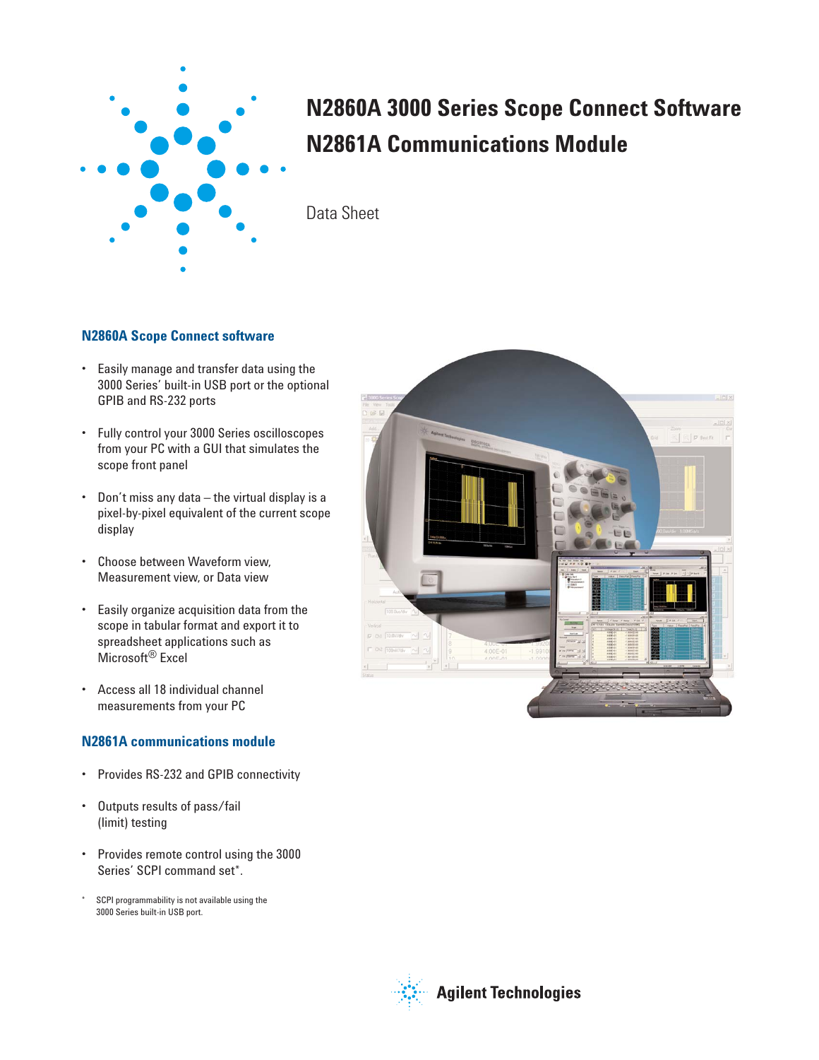# N2860A 3000 Series Scope Connect Software
# N2861A Communications Module

Data Sheet

## N2860A Scope Connect software

- Easily manage and transfer data using the 3000 Series' built-in USB port or the optional GPIB and RS-232 ports
- Fully control your 3000 Series oscilloscopes from your PC with a GUI that simulates the scope front panel
- Don't miss any data – the virtual display is a pixel-by-pixel equivalent of the current scope display
- Choose between Waveform view, Measurement view, or Data view
- Easily organize acquisition data from the scope in tabular format and export it to spreadsheet applications such as Microsoft® Excel
- Access all 18 individual channel measurements from your PC

## N2861A communications module

- Provides RS-232 and GPIB connectivity
- Outputs results of pass/fail (limit) testing
- Provides remote control using the 3000 Series' SCPI command set*.

* SCPI programmability is not available using the 3000 Series built-in USB port.

Agilent Technologies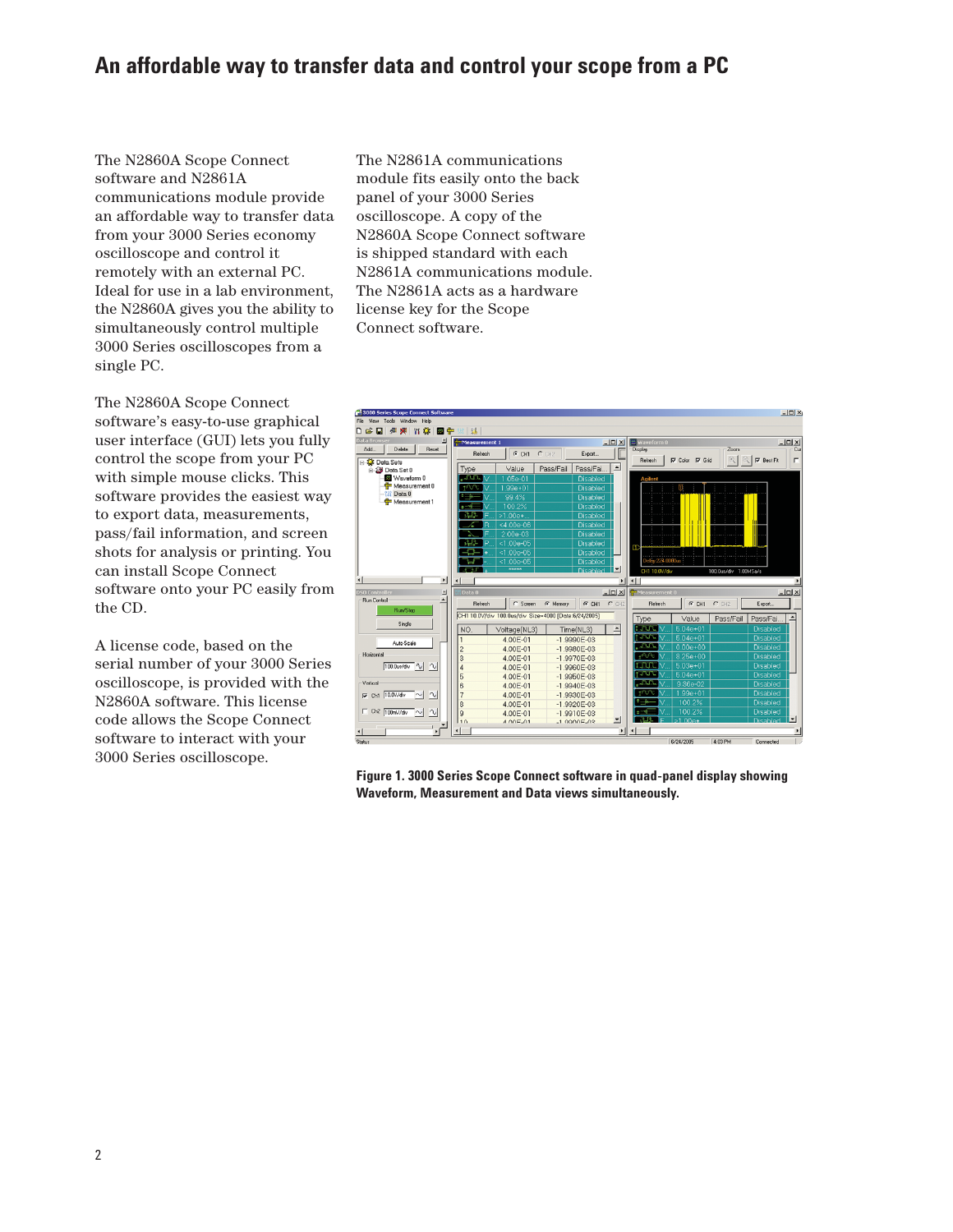# An affordable way to transfer data and control your scope from a PC

The N2860A Scope Connect software and N2861A communications module provide an affordable way to transfer data from your 3000 Series economy oscilloscope and control it remotely with an external PC. Ideal for use in a lab environment, the N2860A gives you the ability to simultaneously control multiple 3000 Series oscilloscopes from a single PC.

The N2860A Scope Connect software's easy-to-use graphical user interface (GUI) lets you fully control the scope from your PC with simple mouse clicks. This software provides the easiest way to export data, measurements, pass/fail information, and screen shots for analysis or printing. You can install Scope Connect software onto your PC easily from the CD.

A license code, based on the serial number of your 3000 Series oscilloscope, is provided with the N2860A software. This license code allows the Scope Connect software to interact with your 3000 Series oscilloscope.

The N2861A communications module fits easily onto the back panel of your 3000 Series oscilloscope. A copy of the N2860A Scope Connect software is shipped standard with each N2861A communications module. The N2861A acts as a hardware license key for the Scope Connect software.

**Figure 1. 3000 Series Scope Connect software in quad-panel display showing Waveform, Measurement and Data views simultaneously.**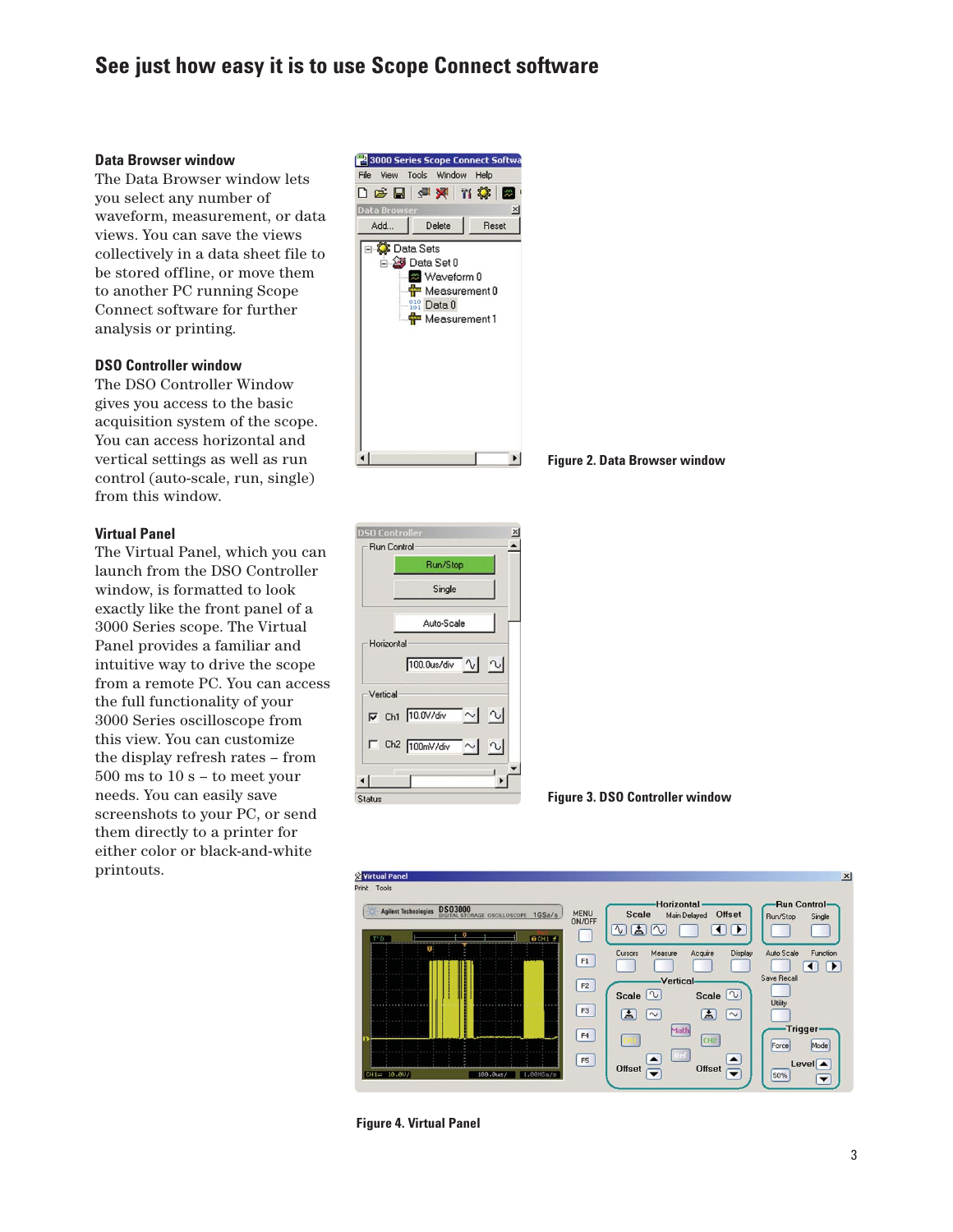# See just how easy it is to use Scope Connect software

### Data Browser window

The Data Browser window lets you select any number of waveform, measurement, or data views. You can save the views collectively in a data sheet file to be stored offline, or move them to another PC running Scope Connect software for further analysis or printing.

### DSO Controller window

The DSO Controller Window gives you access to the basic acquisition system of the scope. You can access horizontal and vertical settings as well as run control (auto-scale, run, single) from this window.

### Virtual Panel

The Virtual Panel, which you can launch from the DSO Controller window, is formatted to look exactly like the front panel of a 3000 Series scope. The Virtual Panel provides a familiar and intuitive way to drive the scope from a remote PC. You can access the full functionality of your 3000 Series oscilloscope from this view. You can customize the display refresh rates – from 500 ms to 10 s – to meet your needs. You can easily save screenshots to your PC, or send them directly to a printer for either color or black-and-white printouts.

**Figure 2. Data Browser window**

**Figure 3. DSO Controller window**

**Figure 4. Virtual Panel**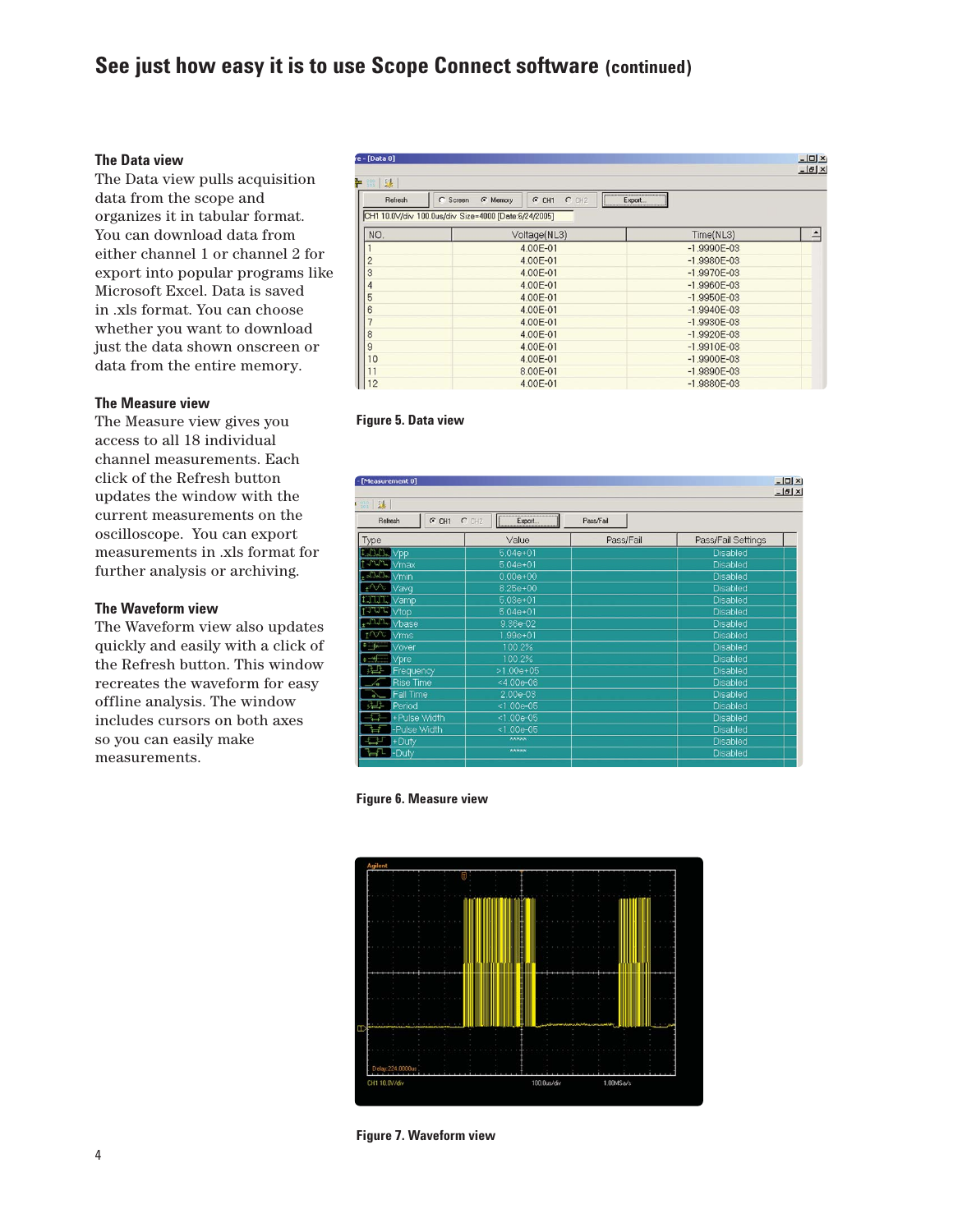## See just how easy it is to use Scope Connect software (continued)

### The Data view

The Data view pulls acquisition data from the scope and organizes it in tabular format. You can download data from either channel 1 or channel 2 for export into popular programs like Microsoft Excel. Data is saved in .xls format. You can choose whether you want to download just the data shown onscreen or data from the entire memory.

Figure 5. Data view

### The Measure view

The Measure view gives you access to all 18 individual channel measurements. Each click of the Refresh button updates the window with the current measurements on the oscilloscope. You can export measurements in .xls format for further analysis or archiving.

Figure 6. Measure view

### The Waveform view

The Waveform view also updates quickly and easily with a click of the Refresh button. This window recreates the waveform for easy offline analysis. The window includes cursors on both axes so you can easily make measurements.

Figure 7. Waveform view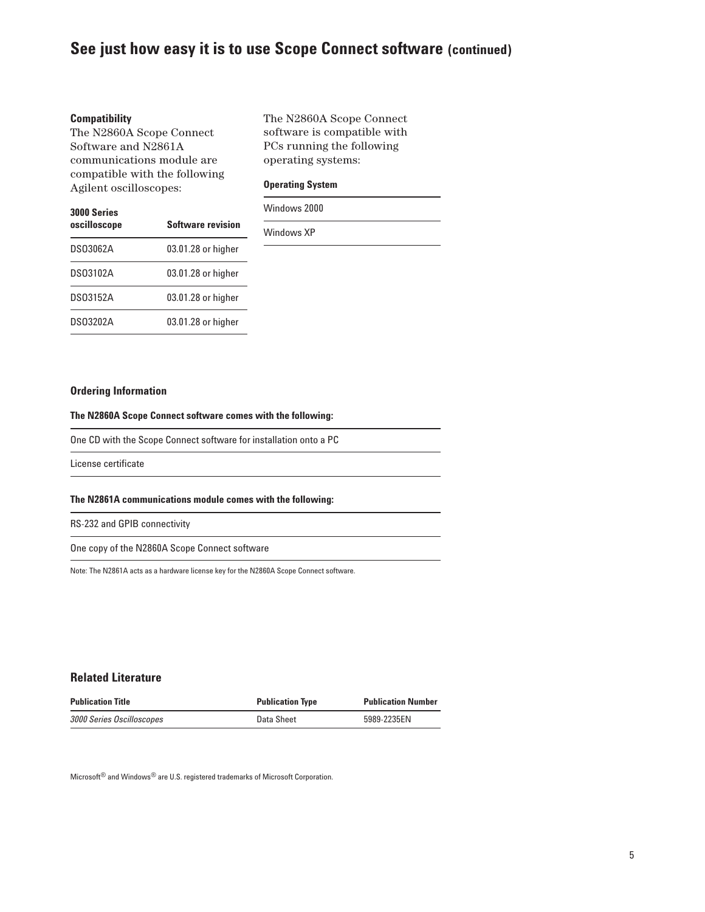# See just how easy it is to use Scope Connect software (continued)

### Compatibility

The N2860A Scope Connect Software and N2861A communications module are compatible with the following Agilent oscilloscopes:

| 3000 Series oscilloscope | Software revision |
| --- | --- |
| DSO3062A | 03.01.28 or higher |
| DSO3102A | 03.01.28 or higher |
| DSO3152A | 03.01.28 or higher |
| DSO3202A | 03.01.28 or higher |

The N2860A Scope Connect software is compatible with PCs running the following operating systems:

| Operating System |
| --- |
| Windows 2000 |
| Windows XP |

### Ordering Information

| The N2860A Scope Connect software comes with the following: |
| --- |
| One CD with the Scope Connect software for installation onto a PC |
| License certificate |

| The N2861A communications module comes with the following: |
| --- |
| RS-232 and GPIB connectivity |
| One copy of the N2860A Scope Connect software |

Note: The N2861A acts as a hardware license key for the N2860A Scope Connect software.

## Related Literature

| Publication Title | Publication Type | Publication Number |
| --- | --- | --- |
| *3000 Series Oscilloscopes* | Data Sheet | 5989-2235EN |

Microsoft® and Windows® are U.S. registered trademarks of Microsoft Corporation.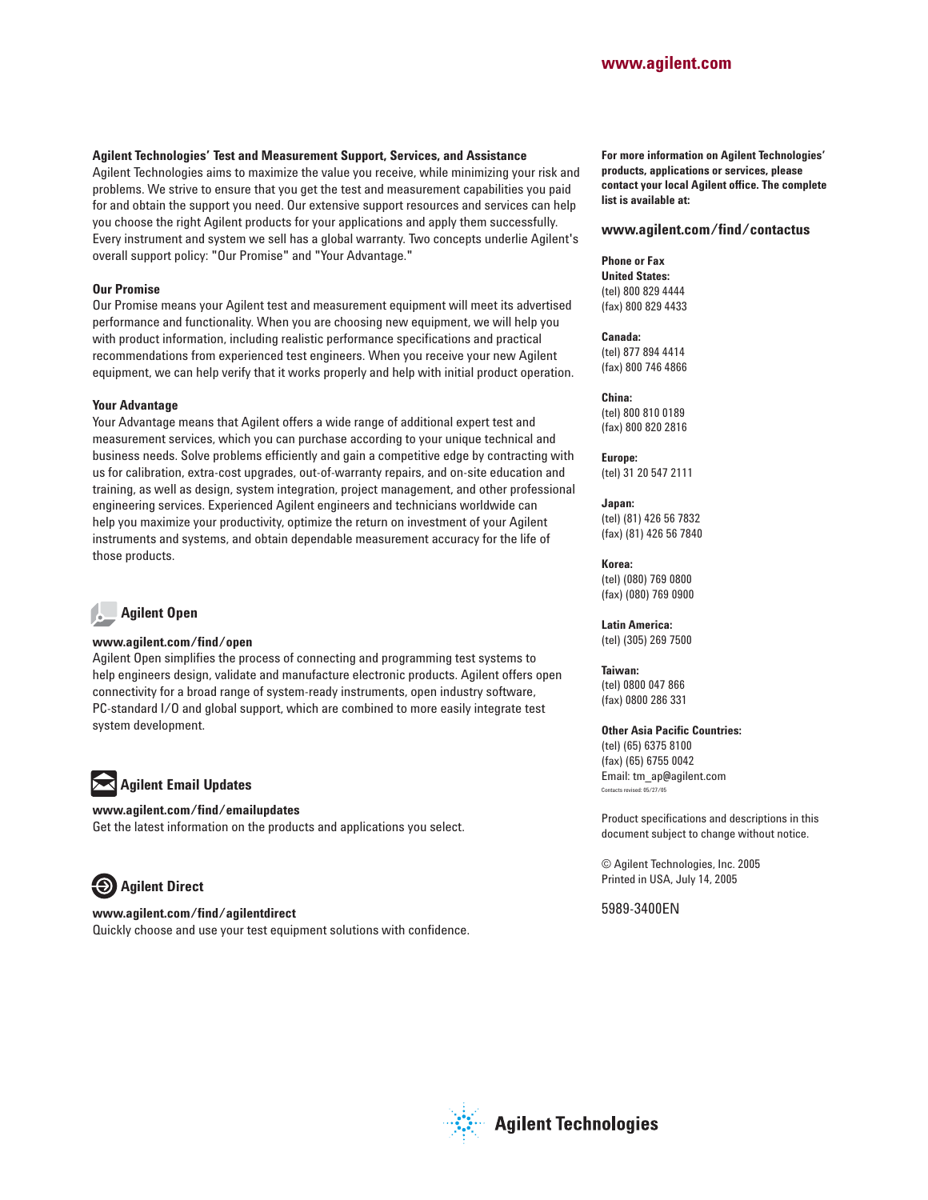www.agilent.com

### Agilent Technologies' Test and Measurement Support, Services, and Assistance

Agilent Technologies aims to maximize the value you receive, while minimizing your risk and problems. We strive to ensure that you get the test and measurement capabilities you paid for and obtain the support you need. Our extensive support resources and services can help you choose the right Agilent products for your applications and apply them successfully. Every instrument and system we sell has a global warranty. Two concepts underlie Agilent's overall support policy: "Our Promise" and "Your Advantage."

#### Our Promise

Our Promise means your Agilent test and measurement equipment will meet its advertised performance and functionality. When you are choosing new equipment, we will help you with product information, including realistic performance specifications and practical recommendations from experienced test engineers. When you receive your new Agilent equipment, we can help verify that it works properly and help with initial product operation.

#### Your Advantage

Your Advantage means that Agilent offers a wide range of additional expert test and measurement services, which you can purchase according to your unique technical and business needs. Solve problems efficiently and gain a competitive edge by contracting with us for calibration, extra-cost upgrades, out-of-warranty repairs, and on-site education and training, as well as design, system integration, project management, and other professional engineering services. Experienced Agilent engineers and technicians worldwide can help you maximize your productivity, optimize the return on investment of your Agilent instruments and systems, and obtain dependable measurement accuracy for the life of those products.

### Agilent Open

**www.agilent.com/find/open**

Agilent Open simplifies the process of connecting and programming test systems to help engineers design, validate and manufacture electronic products. Agilent offers open connectivity for a broad range of system-ready instruments, open industry software, PC-standard I/O and global support, which are combined to more easily integrate test system development.

### Agilent Email Updates

**www.agilent.com/find/emailupdates**

Get the latest information on the products and applications you select.

### Agilent Direct

**www.agilent.com/find/agilentdirect**

Quickly choose and use your test equipment solutions with confidence.

**For more information on Agilent Technologies' products, applications or services, please contact your local Agilent office. The complete list is available at:**

**www.agilent.com/find/contactus**

**Phone or Fax**

**United States:**
(tel) 800 829 4444
(fax) 800 829 4433

**Canada:**
(tel) 877 894 4414
(fax) 800 746 4866

**China:**
(tel) 800 810 0189
(fax) 800 820 2816

**Europe:**
(tel) 31 20 547 2111

**Japan:**
(tel) (81) 426 56 7832
(fax) (81) 426 56 7840

**Korea:**
(tel) (080) 769 0800
(fax) (080) 769 0900

**Latin America:**
(tel) (305) 269 7500

**Taiwan:**
(tel) 0800 047 866
(fax) 0800 286 331

**Other Asia Pacific Countries:**
(tel) (65) 6375 8100
(fax) (65) 6755 0042
Email: tm_ap@agilent.com

Contacts revised: 05/27/05

Product specifications and descriptions in this document subject to change without notice.

© Agilent Technologies, Inc. 2005
Printed in USA, July 14, 2005

5989-3400EN

Agilent Technologies